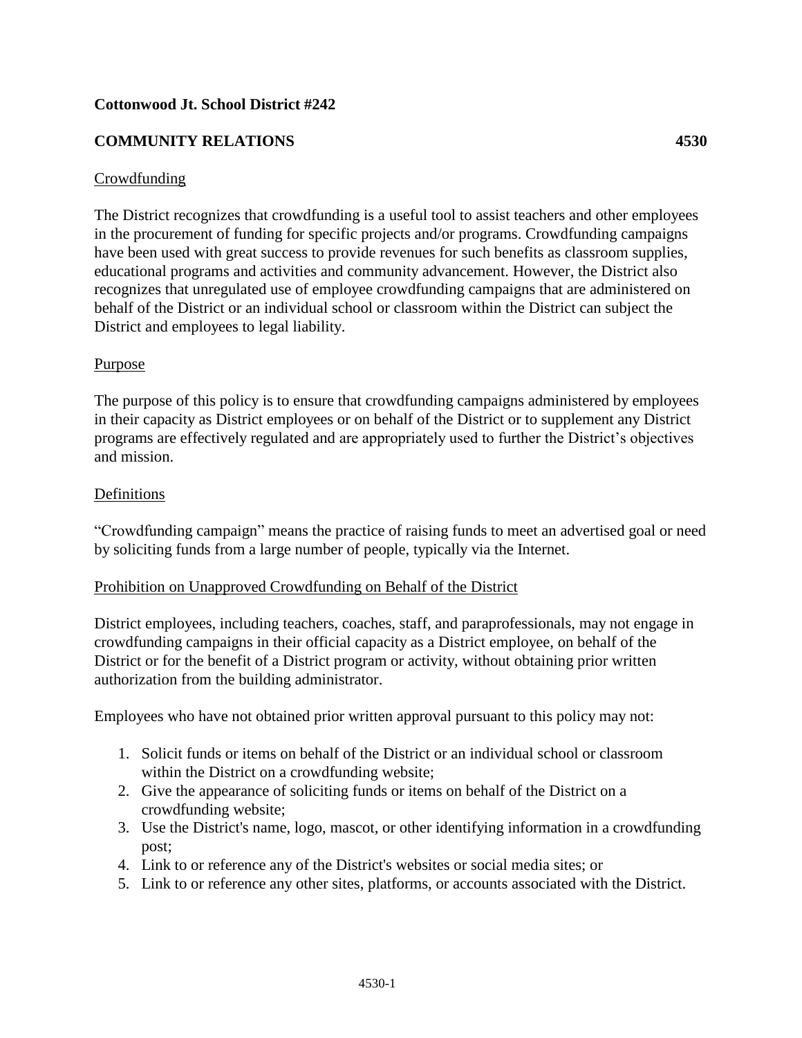**Cottonwood Jt. School District #242**

**COMMUNITY RELATIONS 4530**

Crowdfunding

The District recognizes that crowdfunding is a useful tool to assist teachers and other employees in the procurement of funding for specific projects and/or programs. Crowdfunding campaigns have been used with great success to provide revenues for such benefits as classroom supplies, educational programs and activities and community advancement. However, the District also recognizes that unregulated use of employee crowdfunding campaigns that are administered on behalf of the District or an individual school or classroom within the District can subject the District and employees to legal liability.

Purpose

The purpose of this policy is to ensure that crowdfunding campaigns administered by employees in their capacity as District employees or on behalf of the District or to supplement any District programs are effectively regulated and are appropriately used to further the District's objectives and mission.

Definitions

"Crowdfunding campaign" means the practice of raising funds to meet an advertised goal or need by soliciting funds from a large number of people, typically via the Internet.

Prohibition on Unapproved Crowdfunding on Behalf of the District

District employees, including teachers, coaches, staff, and paraprofessionals, may not engage in crowdfunding campaigns in their official capacity as a District employee, on behalf of the District or for the benefit of a District program or activity, without obtaining prior written authorization from the building administrator.

Employees who have not obtained prior written approval pursuant to this policy may not:

1. Solicit funds or items on behalf of the District or an individual school or classroom within the District on a crowdfunding website;
2. Give the appearance of soliciting funds or items on behalf of the District on a crowdfunding website;
3. Use the District's name, logo, mascot, or other identifying information in a crowdfunding post;
4. Link to or reference any of the District's websites or social media sites; or
5. Link to or reference any other sites, platforms, or accounts associated with the District.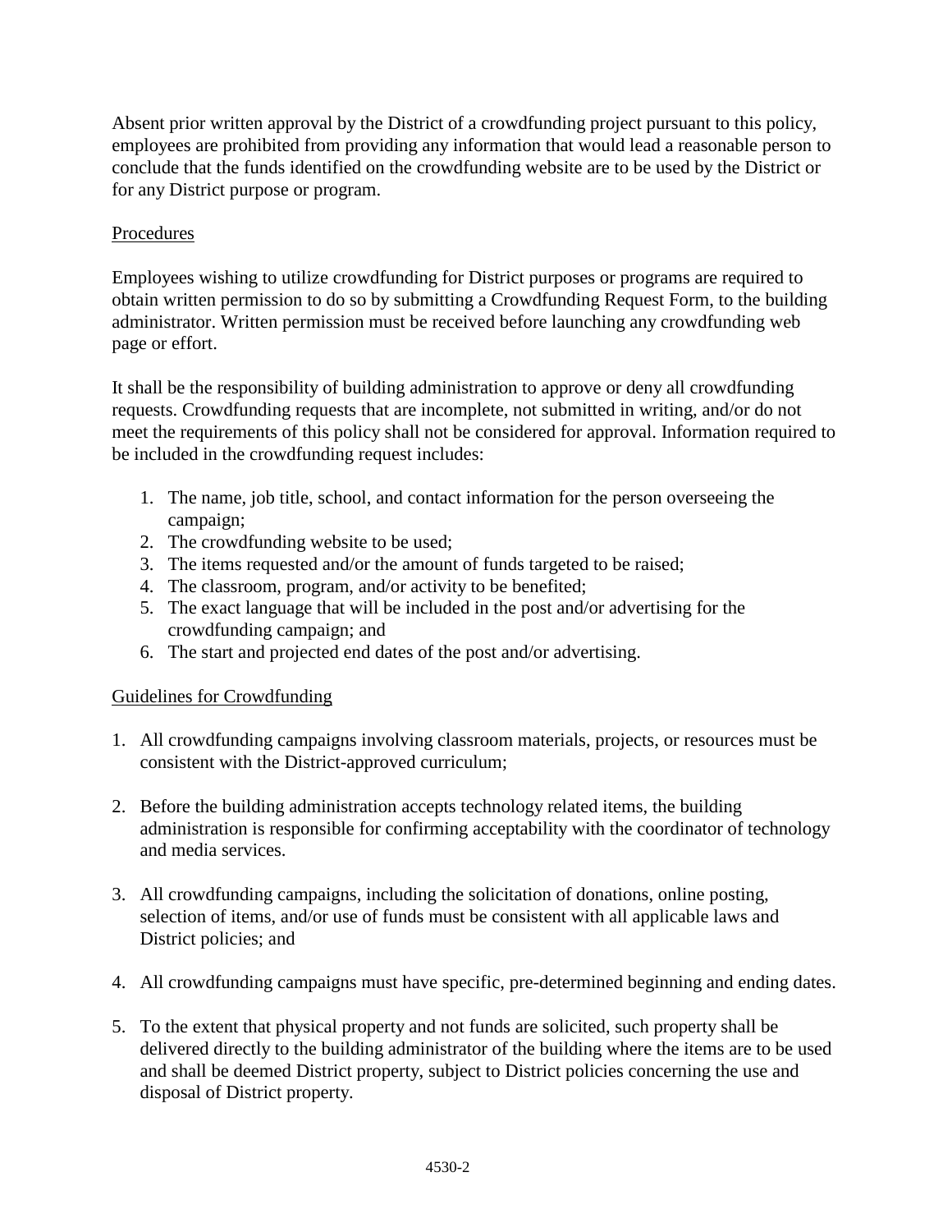Absent prior written approval by the District of a crowdfunding project pursuant to this policy, employees are prohibited from providing any information that would lead a reasonable person to conclude that the funds identified on the crowdfunding website are to be used by the District or for any District purpose or program.

<u>Procedures</u>

Employees wishing to utilize crowdfunding for District purposes or programs are required to obtain written permission to do so by submitting a Crowdfunding Request Form, to the building administrator. Written permission must be received before launching any crowdfunding web page or effort.

It shall be the responsibility of building administration to approve or deny all crowdfunding requests. Crowdfunding requests that are incomplete, not submitted in writing, and/or do not meet the requirements of this policy shall not be considered for approval. Information required to be included in the crowdfunding request includes:

1. The name, job title, school, and contact information for the person overseeing the campaign;
2. The crowdfunding website to be used;
3. The items requested and/or the amount of funds targeted to be raised;
4. The classroom, program, and/or activity to be benefited;
5. The exact language that will be included in the post and/or advertising for the crowdfunding campaign; and
6. The start and projected end dates of the post and/or advertising.

<u>Guidelines for Crowdfunding</u>

1. All crowdfunding campaigns involving classroom materials, projects, or resources must be consistent with the District-approved curriculum;

2. Before the building administration accepts technology related items, the building administration is responsible for confirming acceptability with the coordinator of technology and media services.

3. All crowdfunding campaigns, including the solicitation of donations, online posting, selection of items, and/or use of funds must be consistent with all applicable laws and District policies; and

4. All crowdfunding campaigns must have specific, pre-determined beginning and ending dates.

5. To the extent that physical property and not funds are solicited, such property shall be delivered directly to the building administrator of the building where the items are to be used and shall be deemed District property, subject to District policies concerning the use and disposal of District property.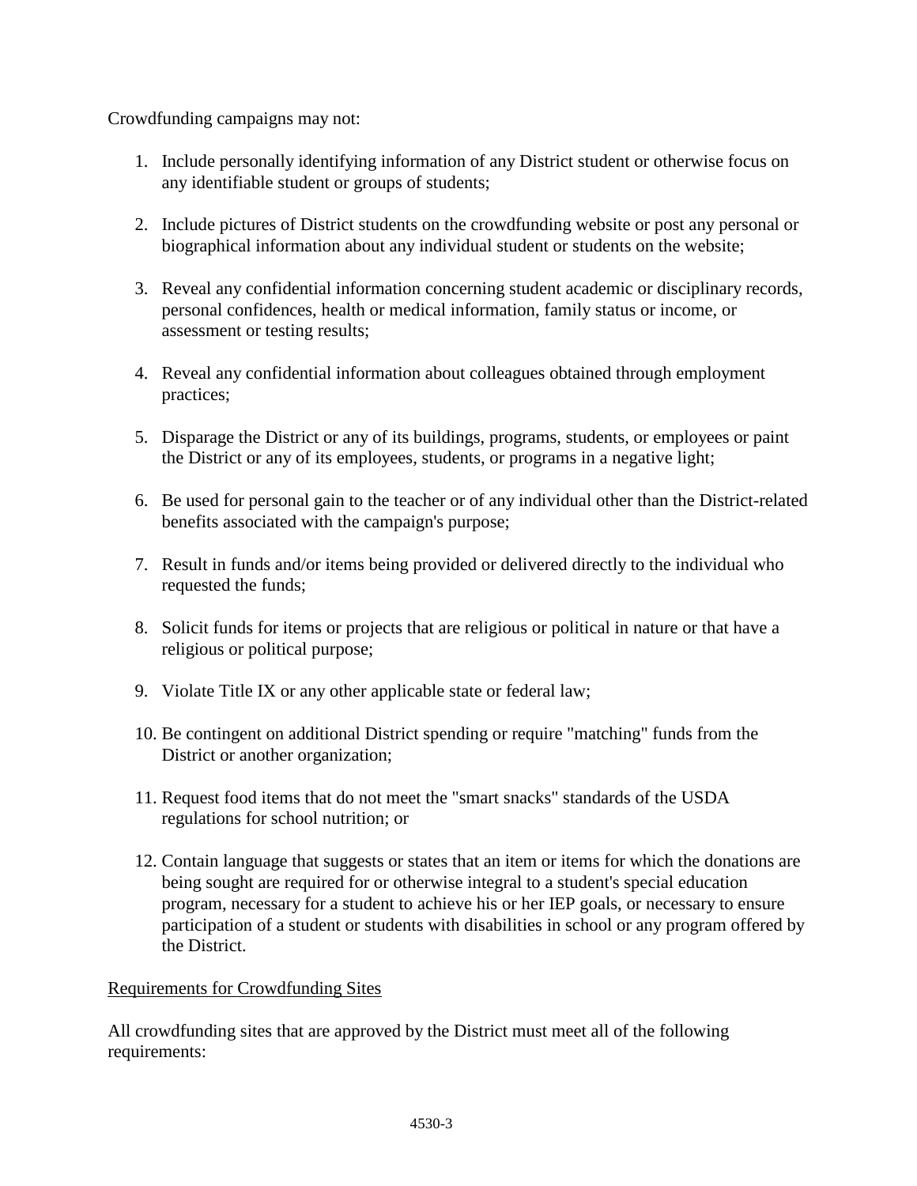Crowdfunding campaigns may not:

1. Include personally identifying information of any District student or otherwise focus on any identifiable student or groups of students;

2. Include pictures of District students on the crowdfunding website or post any personal or biographical information about any individual student or students on the website;

3. Reveal any confidential information concerning student academic or disciplinary records, personal confidences, health or medical information, family status or income, or assessment or testing results;

4. Reveal any confidential information about colleagues obtained through employment practices;

5. Disparage the District or any of its buildings, programs, students, or employees or paint the District or any of its employees, students, or programs in a negative light;

6. Be used for personal gain to the teacher or of any individual other than the District-related benefits associated with the campaign's purpose;

7. Result in funds and/or items being provided or delivered directly to the individual who requested the funds;

8. Solicit funds for items or projects that are religious or political in nature or that have a religious or political purpose;

9. Violate Title IX or any other applicable state or federal law;

10. Be contingent on additional District spending or require "matching" funds from the District or another organization;

11. Request food items that do not meet the "smart snacks" standards of the USDA regulations for school nutrition; or

12. Contain language that suggests or states that an item or items for which the donations are being sought are required for or otherwise integral to a student's special education program, necessary for a student to achieve his or her IEP goals, or necessary to ensure participation of a student or students with disabilities in school or any program offered by the District.

<u>Requirements for Crowdfunding Sites</u>

All crowdfunding sites that are approved by the District must meet all of the following requirements: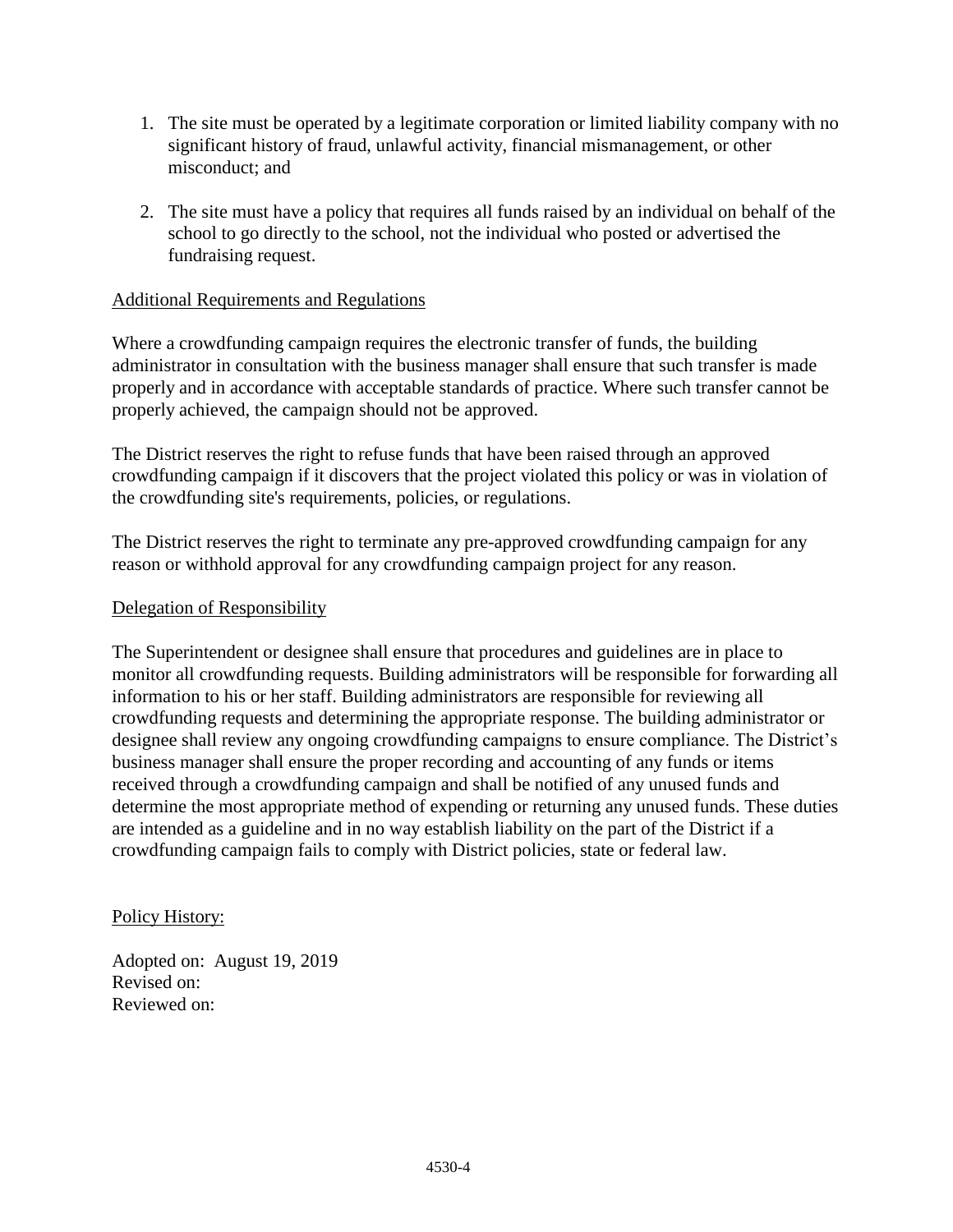1. The site must be operated by a legitimate corporation or limited liability company with no significant history of fraud, unlawful activity, financial mismanagement, or other misconduct; and

2. The site must have a policy that requires all funds raised by an individual on behalf of the school to go directly to the school, not the individual who posted or advertised the fundraising request.

## Additional Requirements and Regulations

Where a crowdfunding campaign requires the electronic transfer of funds, the building administrator in consultation with the business manager shall ensure that such transfer is made properly and in accordance with acceptable standards of practice. Where such transfer cannot be properly achieved, the campaign should not be approved.

The District reserves the right to refuse funds that have been raised through an approved crowdfunding campaign if it discovers that the project violated this policy or was in violation of the crowdfunding site's requirements, policies, or regulations.

The District reserves the right to terminate any pre-approved crowdfunding campaign for any reason or withhold approval for any crowdfunding campaign project for any reason.

## Delegation of Responsibility

The Superintendent or designee shall ensure that procedures and guidelines are in place to monitor all crowdfunding requests. Building administrators will be responsible for forwarding all information to his or her staff. Building administrators are responsible for reviewing all crowdfunding requests and determining the appropriate response. The building administrator or designee shall review any ongoing crowdfunding campaigns to ensure compliance. The District's business manager shall ensure the proper recording and accounting of any funds or items received through a crowdfunding campaign and shall be notified of any unused funds and determine the most appropriate method of expending or returning any unused funds. These duties are intended as a guideline and in no way establish liability on the part of the District if a crowdfunding campaign fails to comply with District policies, state or federal law.

## Policy History:

Adopted on: August 19, 2019
Revised on:
Reviewed on: